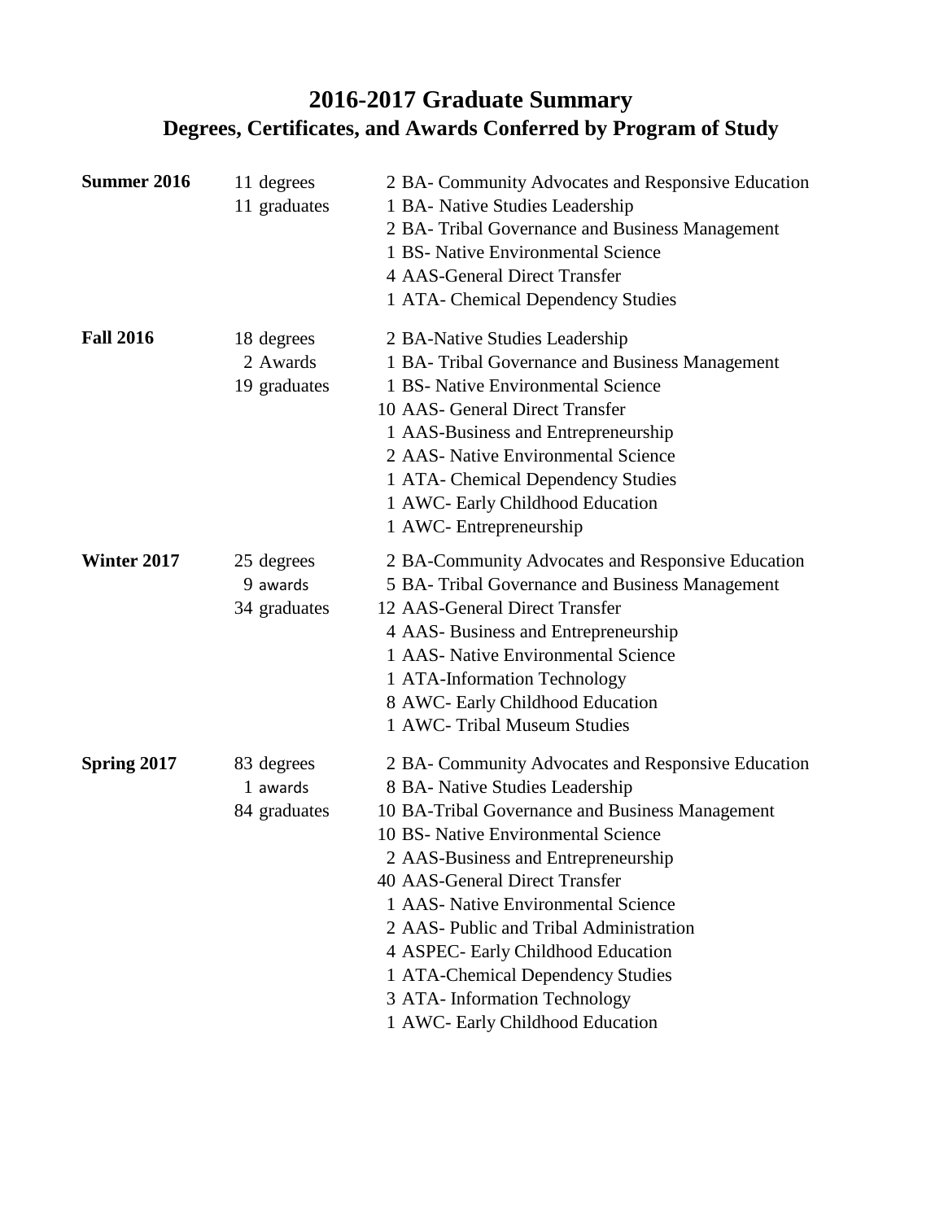# 2016-2017 Graduate Summary
## Degrees, Certificates, and Awards Conferred by Program of Study

| Term | Totals | Programs |
|---|---|---|
| **Summer 2016** | 11 degrees<br>11 graduates | 2 BA- Community Advocates and Responsive Education<br>1 BA- Native Studies Leadership<br>2 BA- Tribal Governance and Business Management<br>1 BS- Native Environmental Science<br>4 AAS-General Direct Transfer<br>1 ATA- Chemical Dependency Studies |
| **Fall 2016** | 18 degrees<br>2 Awards<br>19 graduates | 2 BA-Native Studies Leadership<br>1 BA- Tribal Governance and Business Management<br>1 BS- Native Environmental Science<br>10 AAS- General Direct Transfer<br>1 AAS-Business and Entrepreneurship<br>2 AAS- Native Environmental Science<br>1 ATA- Chemical Dependency Studies<br>1 AWC- Early Childhood Education<br>1 AWC- Entrepreneurship |
| **Winter 2017** | 25 degrees<br>9 awards<br>34 graduates | 2 BA-Community Advocates and Responsive Education<br>5 BA- Tribal Governance and Business Management<br>12 AAS-General Direct Transfer<br>4 AAS- Business and Entrepreneurship<br>1 AAS- Native Environmental Science<br>1 ATA-Information Technology<br>8 AWC- Early Childhood Education<br>1 AWC- Tribal Museum Studies |
| **Spring 2017** | 83 degrees<br>1 awards<br>84 graduates | 2 BA- Community Advocates and Responsive Education<br>8 BA- Native Studies Leadership<br>10 BA-Tribal Governance and Business Management<br>10 BS- Native Environmental Science<br>2 AAS-Business and Entrepreneurship<br>40 AAS-General Direct Transfer<br>1 AAS- Native Environmental Science<br>2 AAS- Public and Tribal Administration<br>4 ASPEC- Early Childhood Education<br>1 ATA-Chemical Dependency Studies<br>3 ATA- Information Technology<br>1 AWC- Early Childhood Education |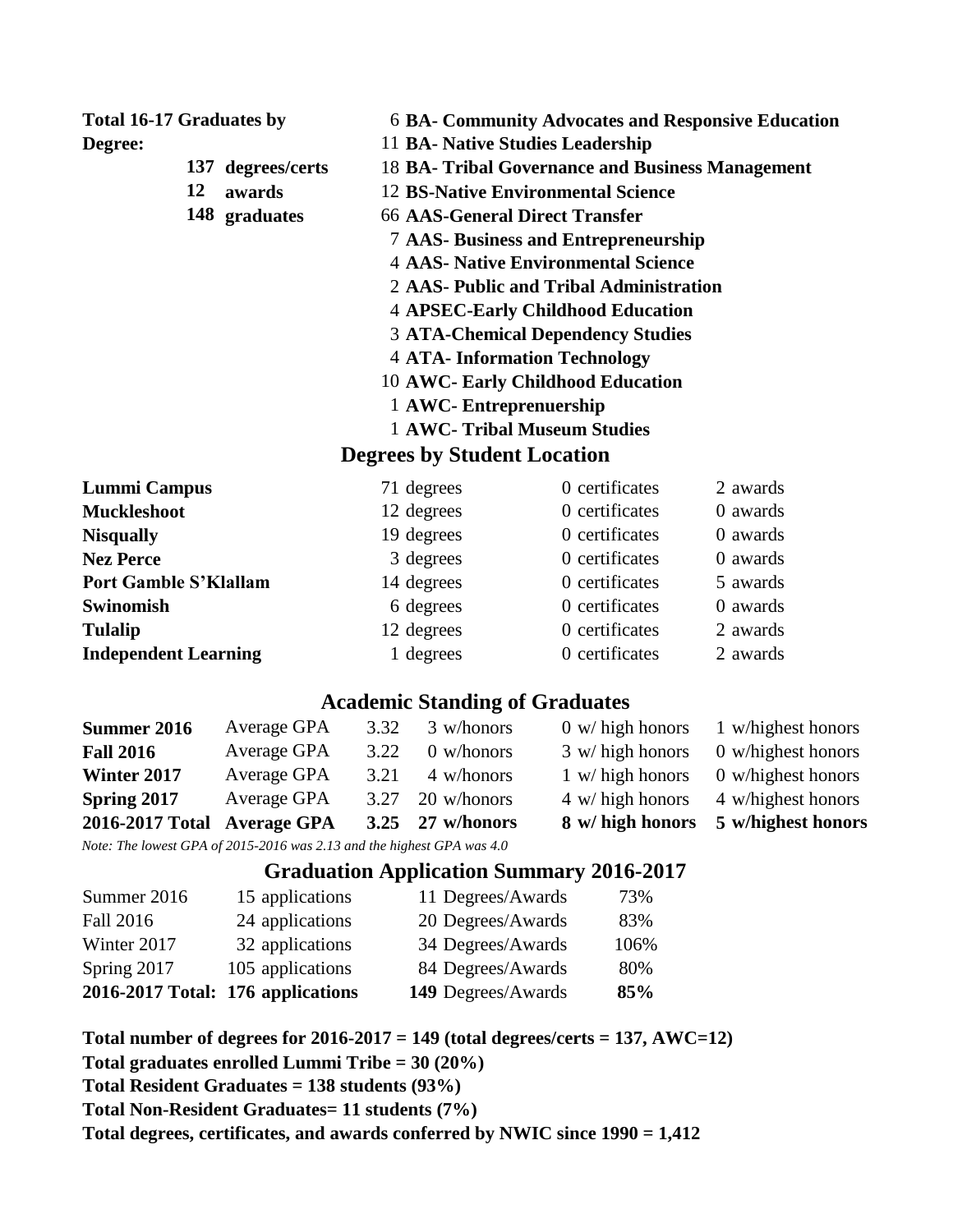**Total 16-17 Graduates by Degree:**

**137 degrees/certs**
**12 awards**
**148 graduates**

- 6 **BA- Community Advocates and Responsive Education**
- 11 **BA- Native Studies Leadership**
- 18 **BA- Tribal Governance and Business Management**
- 12 **BS-Native Environmental Science**
- 66 **AAS-General Direct Transfer**
- 7 **AAS- Business and Entrepreneurship**
- 4 **AAS- Native Environmental Science**
- 2 **AAS- Public and Tribal Administration**
- 4 **APSEC-Early Childhood Education**
- 3 **ATA-Chemical Dependency Studies**
- 4 **ATA- Information Technology**
- 10 **AWC- Early Childhood Education**
- 1 **AWC- Entreprenuership**
- 1 **AWC- Tribal Museum Studies**

## Degrees by Student Location

| | | | |
|---|---|---|---|
| **Lummi Campus** | 71 degrees | 0 certificates | 2 awards |
| **Muckleshoot** | 12 degrees | 0 certificates | 0 awards |
| **Nisqually** | 19 degrees | 0 certificates | 0 awards |
| **Nez Perce** | 3 degrees | 0 certificates | 0 awards |
| **Port Gamble S'Klallam** | 14 degrees | 0 certificates | 5 awards |
| **Swinomish** | 6 degrees | 0 certificates | 0 awards |
| **Tulalip** | 12 degrees | 0 certificates | 2 awards |
| **Independent Learning** | 1 degrees | 0 certificates | 2 awards |

## Academic Standing of Graduates

| | | | | | |
|---|---|---|---|---|---|
| **Summer 2016** | Average GPA | 3.32 | 3 w/honors | 0 w/ high honors | 1 w/highest honors |
| **Fall 2016** | Average GPA | 3.22 | 0 w/honors | 3 w/ high honors | 0 w/highest honors |
| **Winter 2017** | Average GPA | 3.21 | 4 w/honors | 1 w/ high honors | 0 w/highest honors |
| **Spring 2017** | Average GPA | 3.27 | 20 w/honors | 4 w/ high honors | 4 w/highest honors |
| **2016-2017 Total** | **Average GPA** | **3.25** | **27 w/honors** | **8 w/ high honors** | **5 w/highest honors** |

*Note: The lowest GPA of 2015-2016 was 2.13 and the highest GPA was 4.0*

## Graduation Application Summary 2016-2017

| | | | |
|---|---|---|---|
| Summer 2016 | 15 applications | 11 Degrees/Awards | 73% |
| Fall 2016 | 24 applications | 20 Degrees/Awards | 83% |
| Winter 2017 | 32 applications | 34 Degrees/Awards | 106% |
| Spring 2017 | 105 applications | 84 Degrees/Awards | 80% |
| **2016-2017 Total:** | **176 applications** | **149** Degrees/Awards | **85%** |

**Total number of degrees for 2016-2017 = 149 (total degrees/certs = 137, AWC=12)**
**Total graduates enrolled Lummi Tribe = 30 (20%)**
**Total Resident Graduates = 138 students (93%)**
**Total Non-Resident Graduates= 11 students (7%)**
**Total degrees, certificates, and awards conferred by NWIC since 1990 = 1,412**